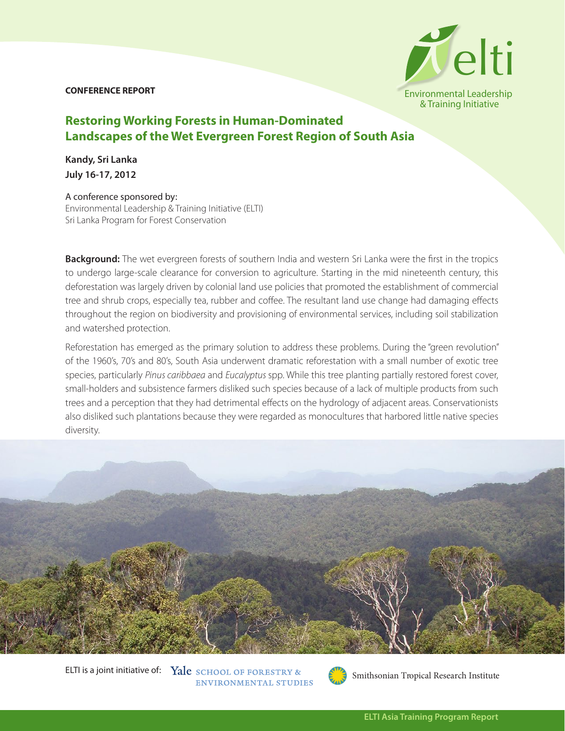**CONFERENCE REPORT**

elti
Environmental Leadership & Training Initiative

# Restoring Working Forests in Human-Dominated Landscapes of the Wet Evergreen Forest Region of South Asia

**Kandy, Sri Lanka**
**July 16-17, 2012**

A conference sponsored by:
Environmental Leadership & Training Initiative (ELTI)
Sri Lanka Program for Forest Conservation

**Background:** The wet evergreen forests of southern India and western Sri Lanka were the first in the tropics to undergo large-scale clearance for conversion to agriculture. Starting in the mid nineteenth century, this deforestation was largely driven by colonial land use policies that promoted the establishment of commercial tree and shrub crops, especially tea, rubber and coffee. The resultant land use change had damaging effects throughout the region on biodiversity and provisioning of environmental services, including soil stabilization and watershed protection.

Reforestation has emerged as the primary solution to address these problems. During the "green revolution" of the 1960's, 70's and 80's, South Asia underwent dramatic reforestation with a small number of exotic tree species, particularly *Pinus caribbaea* and *Eucalyptus* spp. While this tree planting partially restored forest cover, small-holders and subsistence farmers disliked such species because of a lack of multiple products from such trees and a perception that they had detrimental effects on the hydrology of adjacent areas. Conservationists also disliked such plantations because they were regarded as monocultures that harbored little native species diversity.

ELTI is a joint initiative of: Yale School of Forestry & Environmental Studies; Smithsonian Tropical Research Institute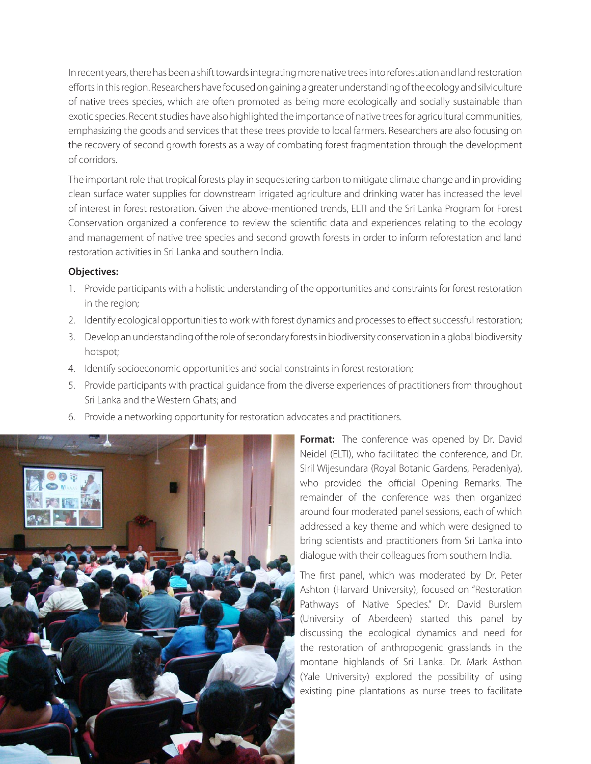In recent years, there has been a shift towards integrating more native trees into reforestation and land restoration efforts in this region. Researchers have focused on gaining a greater understanding of the ecology and silviculture of native trees species, which are often promoted as being more ecologically and socially sustainable than exotic species. Recent studies have also highlighted the importance of native trees for agricultural communities, emphasizing the goods and services that these trees provide to local farmers. Researchers are also focusing on the recovery of second growth forests as a way of combating forest fragmentation through the development of corridors.

The important role that tropical forests play in sequestering carbon to mitigate climate change and in providing clean surface water supplies for downstream irrigated agriculture and drinking water has increased the level of interest in forest restoration. Given the above-mentioned trends, ELTI and the Sri Lanka Program for Forest Conservation organized a conference to review the scientific data and experiences relating to the ecology and management of native tree species and second growth forests in order to inform reforestation and land restoration activities in Sri Lanka and southern India.

**Objectives:**

1. Provide participants with a holistic understanding of the opportunities and constraints for forest restoration in the region;
2. Identify ecological opportunities to work with forest dynamics and processes to effect successful restoration;
3. Develop an understanding of the role of secondary forests in biodiversity conservation in a global biodiversity hotspot;
4. Identify socioeconomic opportunities and social constraints in forest restoration;
5. Provide participants with practical guidance from the diverse experiences of practitioners from throughout Sri Lanka and the Western Ghats; and
6. Provide a networking opportunity for restoration advocates and practitioners.

**Format:** The conference was opened by Dr. David Neidel (ELTI), who facilitated the conference, and Dr. Siril Wijesundara (Royal Botanic Gardens, Peradeniya), who provided the official Opening Remarks. The remainder of the conference was then organized around four moderated panel sessions, each of which addressed a key theme and which were designed to bring scientists and practitioners from Sri Lanka into dialogue with their colleagues from southern India.

The first panel, which was moderated by Dr. Peter Ashton (Harvard University), focused on "Restoration Pathways of Native Species." Dr. David Burslem (University of Aberdeen) started this panel by discussing the ecological dynamics and need for the restoration of anthropogenic grasslands in the montane highlands of Sri Lanka. Dr. Mark Asthon (Yale University) explored the possibility of using existing pine plantations as nurse trees to facilitate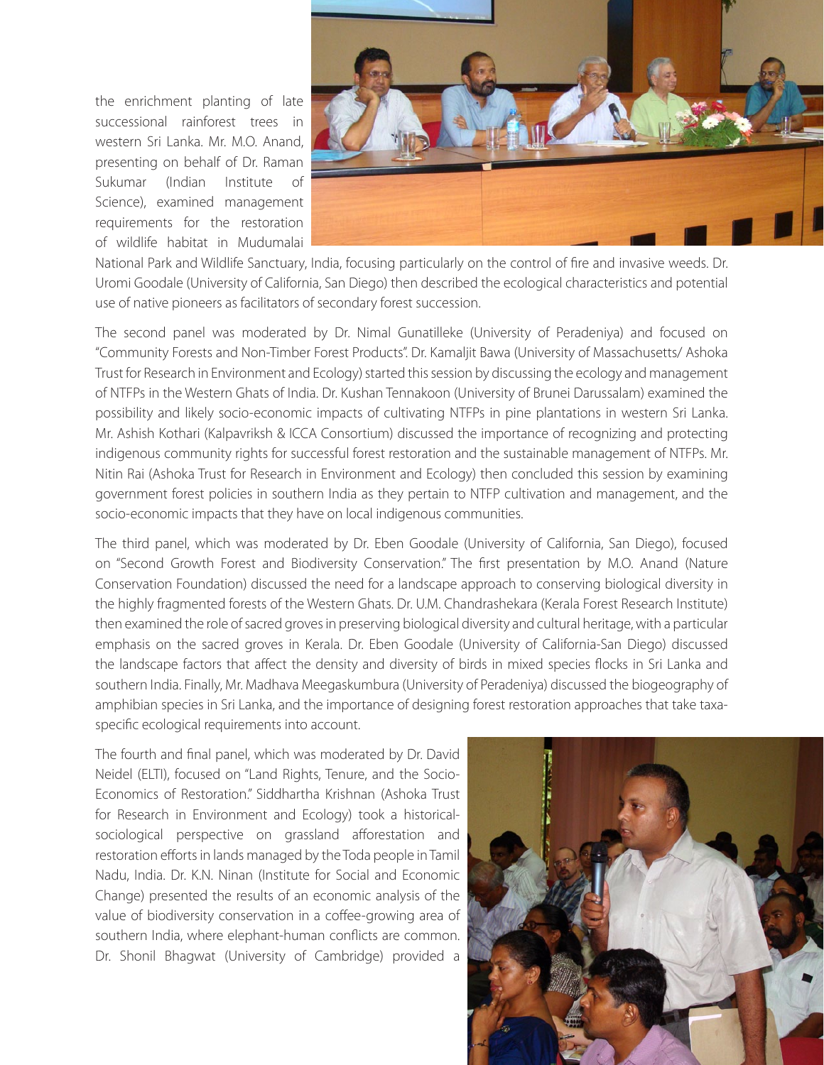the enrichment planting of late successional rainforest trees in western Sri Lanka. Mr. M.O. Anand, presenting on behalf of Dr. Raman Sukumar (Indian Institute of Science), examined management requirements for the restoration of wildlife habitat in Mudumalai National Park and Wildlife Sanctuary, India, focusing particularly on the control of fire and invasive weeds. Dr. Uromi Goodale (University of California, San Diego) then described the ecological characteristics and potential use of native pioneers as facilitators of secondary forest succession.

The second panel was moderated by Dr. Nimal Gunatilleke (University of Peradeniya) and focused on "Community Forests and Non-Timber Forest Products". Dr. Kamaljit Bawa (University of Massachusetts/ Ashoka Trust for Research in Environment and Ecology) started this session by discussing the ecology and management of NTFPs in the Western Ghats of India. Dr. Kushan Tennakoon (University of Brunei Darussalam) examined the possibility and likely socio-economic impacts of cultivating NTFPs in pine plantations in western Sri Lanka. Mr. Ashish Kothari (Kalpavriksh & ICCA Consortium) discussed the importance of recognizing and protecting indigenous community rights for successful forest restoration and the sustainable management of NTFPs. Mr. Nitin Rai (Ashoka Trust for Research in Environment and Ecology) then concluded this session by examining government forest policies in southern India as they pertain to NTFP cultivation and management, and the socio-economic impacts that they have on local indigenous communities.

The third panel, which was moderated by Dr. Eben Goodale (University of California, San Diego), focused on "Second Growth Forest and Biodiversity Conservation." The first presentation by M.O. Anand (Nature Conservation Foundation) discussed the need for a landscape approach to conserving biological diversity in the highly fragmented forests of the Western Ghats. Dr. U.M. Chandrashekara (Kerala Forest Research Institute) then examined the role of sacred groves in preserving biological diversity and cultural heritage, with a particular emphasis on the sacred groves in Kerala. Dr. Eben Goodale (University of California-San Diego) discussed the landscape factors that affect the density and diversity of birds in mixed species flocks in Sri Lanka and southern India. Finally, Mr. Madhava Meegaskumbura (University of Peradeniya) discussed the biogeography of amphibian species in Sri Lanka, and the importance of designing forest restoration approaches that take taxa-specific ecological requirements into account.

The fourth and final panel, which was moderated by Dr. David Neidel (ELTI), focused on "Land Rights, Tenure, and the Socio-Economics of Restoration." Siddhartha Krishnan (Ashoka Trust for Research in Environment and Ecology) took a historical-sociological perspective on grassland afforestation and restoration efforts in lands managed by the Toda people in Tamil Nadu, India. Dr. K.N. Ninan (Institute for Social and Economic Change) presented the results of an economic analysis of the value of biodiversity conservation in a coffee-growing area of southern India, where elephant-human conflicts are common. Dr. Shonil Bhagwat (University of Cambridge) provided a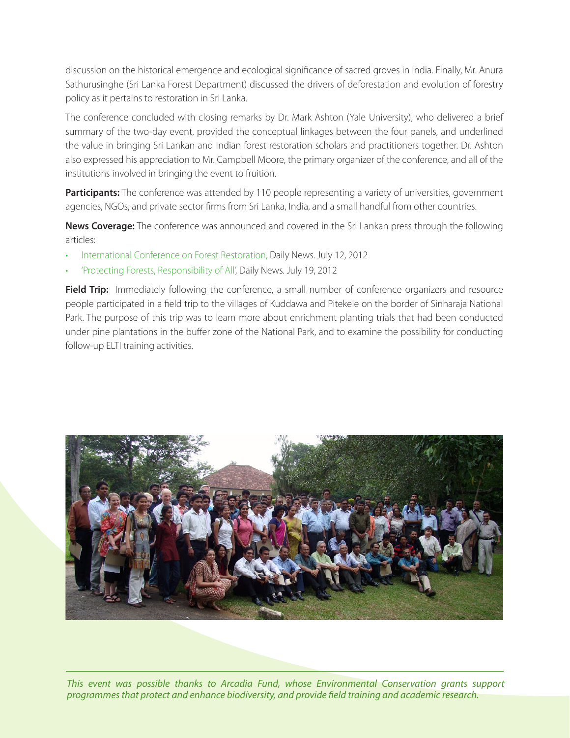discussion on the historical emergence and ecological significance of sacred groves in India. Finally, Mr. Anura Sathurusinghe (Sri Lanka Forest Department) discussed the drivers of deforestation and evolution of forestry policy as it pertains to restoration in Sri Lanka.

The conference concluded with closing remarks by Dr. Mark Ashton (Yale University), who delivered a brief summary of the two-day event, provided the conceptual linkages between the four panels, and underlined the value in bringing Sri Lankan and Indian forest restoration scholars and practitioners together. Dr. Ashton also expressed his appreciation to Mr. Campbell Moore, the primary organizer of the conference, and all of the institutions involved in bringing the event to fruition.

**Participants:** The conference was attended by 110 people representing a variety of universities, government agencies, NGOs, and private sector firms from Sri Lanka, India, and a small handful from other countries.

**News Coverage:** The conference was announced and covered in the Sri Lankan press through the following articles:

- International Conference on Forest Restoration, Daily News. July 12, 2012
- 'Protecting Forests, Responsibility of All', Daily News. July 19, 2012

**Field Trip:** Immediately following the conference, a small number of conference organizers and resource people participated in a field trip to the villages of Kuddawa and Pitekele on the border of Sinharaja National Park. The purpose of this trip was to learn more about enrichment planting trials that had been conducted under pine plantations in the buffer zone of the National Park, and to examine the possibility for conducting follow-up ELTI training activities.

*This event was possible thanks to Arcadia Fund, whose Environmental Conservation grants support programmes that protect and enhance biodiversity, and provide field training and academic research.*